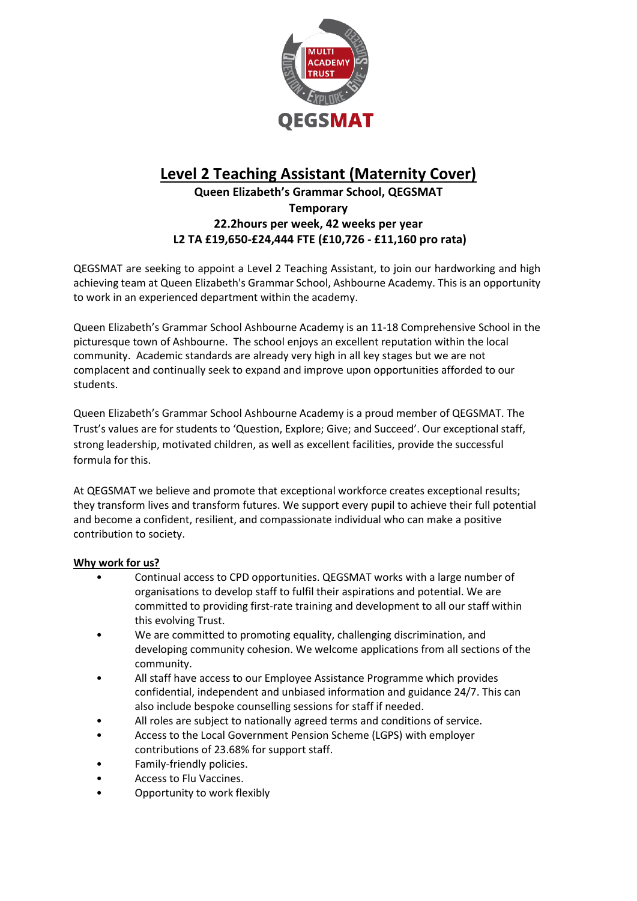# Level 2 Teaching Assistant (Maternity Cover)

**Queen Elizabeth's Grammar School, QEGSMAT**

**Temporary**

**22.2hours per week, 42 weeks per year**

**L2 TA £19,650-£24,444 FTE (£10,726 - £11,160 pro rata)**

QEGSMAT are seeking to appoint a Level 2 Teaching Assistant, to join our hardworking and high achieving team at Queen Elizabeth's Grammar School, Ashbourne Academy. This is an opportunity to work in an experienced department within the academy.

Queen Elizabeth's Grammar School Ashbourne Academy is an 11-18 Comprehensive School in the picturesque town of Ashbourne. The school enjoys an excellent reputation within the local community. Academic standards are already very high in all key stages but we are not complacent and continually seek to expand and improve upon opportunities afforded to our students.

Queen Elizabeth's Grammar School Ashbourne Academy is a proud member of QEGSMAT. The Trust's values are for students to 'Question, Explore; Give; and Succeed'. Our exceptional staff, strong leadership, motivated children, as well as excellent facilities, provide the successful formula for this.

At QEGSMAT we believe and promote that exceptional workforce creates exceptional results; they transform lives and transform futures. We support every pupil to achieve their full potential and become a confident, resilient, and compassionate individual who can make a positive contribution to society.

**Why work for us?**

- Continual access to CPD opportunities. QEGSMAT works with a large number of organisations to develop staff to fulfil their aspirations and potential. We are committed to providing first-rate training and development to all our staff within this evolving Trust.
- We are committed to promoting equality, challenging discrimination, and developing community cohesion. We welcome applications from all sections of the community.
- All staff have access to our Employee Assistance Programme which provides confidential, independent and unbiased information and guidance 24/7. This can also include bespoke counselling sessions for staff if needed.
- All roles are subject to nationally agreed terms and conditions of service.
- Access to the Local Government Pension Scheme (LGPS) with employer contributions of 23.68% for support staff.
- Family-friendly policies.
- Access to Flu Vaccines.
- Opportunity to work flexibly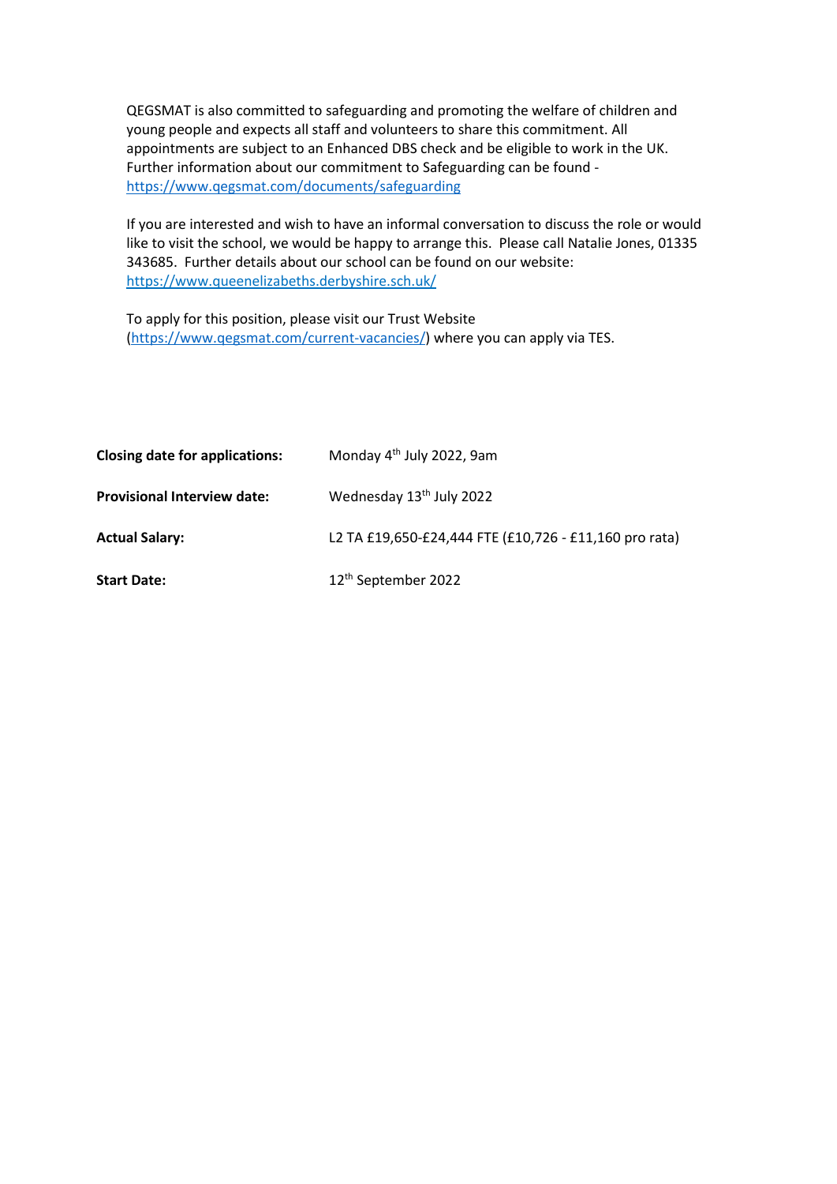QEGSMAT is also committed to safeguarding and promoting the welfare of children and young people and expects all staff and volunteers to share this commitment. All appointments are subject to an Enhanced DBS check and be eligible to work in the UK. Further information about our commitment to Safeguarding can be found - https://www.qegsmat.com/documents/safeguarding

If you are interested and wish to have an informal conversation to discuss the role or would like to visit the school, we would be happy to arrange this. Please call Natalie Jones, 01335 343685. Further details about our school can be found on our website: https://www.queenelizabeths.derbyshire.sch.uk/

To apply for this position, please visit our Trust Website (https://www.qegsmat.com/current-vacancies/) where you can apply via TES.

| | |
|---|---|
| **Closing date for applications:** | Monday 4th July 2022, 9am |
| **Provisional Interview date:** | Wednesday 13th July 2022 |
| **Actual Salary:** | L2 TA £19,650-£24,444 FTE (£10,726 - £11,160 pro rata) |
| **Start Date:** | 12th September 2022 |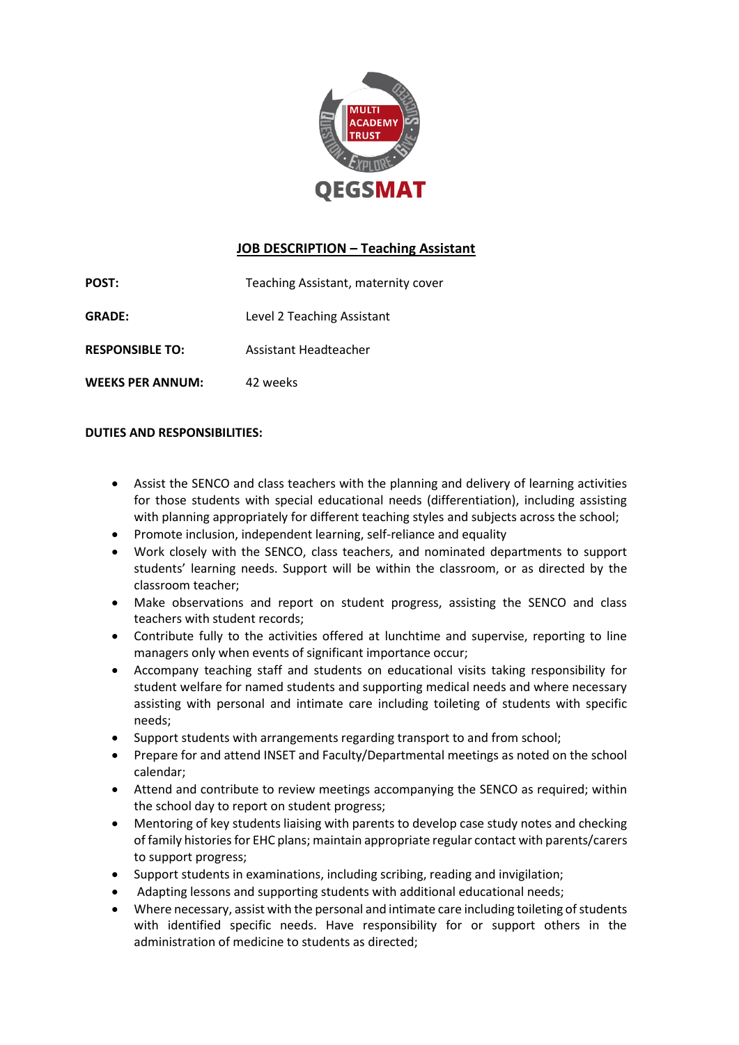# JOB DESCRIPTION – Teaching Assistant

| | |
|---|---|
| **POST:** | Teaching Assistant, maternity cover |
| **GRADE:** | Level 2 Teaching Assistant |
| **RESPONSIBLE TO:** | Assistant Headteacher |
| **WEEKS PER ANNUM:** | 42 weeks |

**DUTIES AND RESPONSIBILITIES:**

- Assist the SENCO and class teachers with the planning and delivery of learning activities for those students with special educational needs (differentiation), including assisting with planning appropriately for different teaching styles and subjects across the school;
- Promote inclusion, independent learning, self-reliance and equality
- Work closely with the SENCO, class teachers, and nominated departments to support students' learning needs. Support will be within the classroom, or as directed by the classroom teacher;
- Make observations and report on student progress, assisting the SENCO and class teachers with student records;
- Contribute fully to the activities offered at lunchtime and supervise, reporting to line managers only when events of significant importance occur;
- Accompany teaching staff and students on educational visits taking responsibility for student welfare for named students and supporting medical needs and where necessary assisting with personal and intimate care including toileting of students with specific needs;
- Support students with arrangements regarding transport to and from school;
- Prepare for and attend INSET and Faculty/Departmental meetings as noted on the school calendar;
- Attend and contribute to review meetings accompanying the SENCO as required; within the school day to report on student progress;
- Mentoring of key students liaising with parents to develop case study notes and checking of family histories for EHC plans; maintain appropriate regular contact with parents/carers to support progress;
- Support students in examinations, including scribing, reading and invigilation;
- Adapting lessons and supporting students with additional educational needs;
- Where necessary, assist with the personal and intimate care including toileting of students with identified specific needs. Have responsibility for or support others in the administration of medicine to students as directed;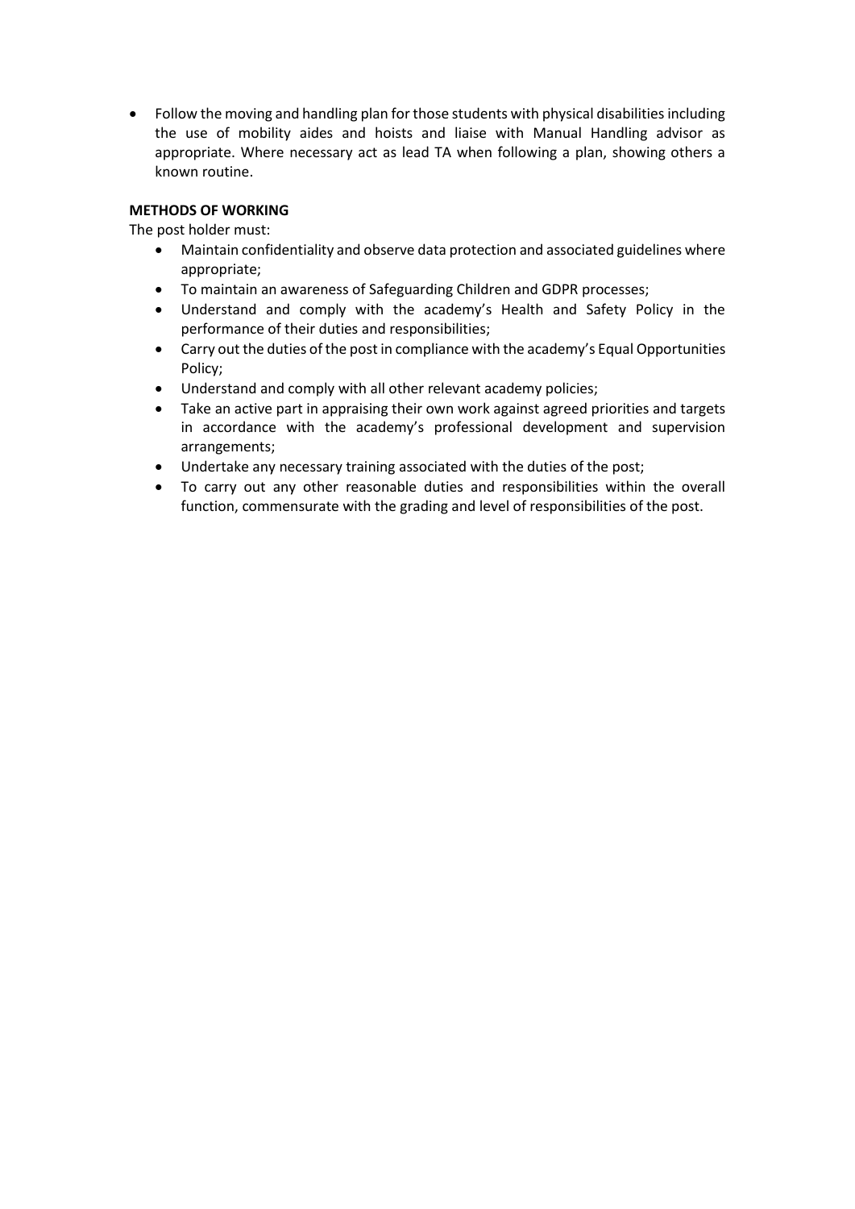- Follow the moving and handling plan for those students with physical disabilities including the use of mobility aides and hoists and liaise with Manual Handling advisor as appropriate. Where necessary act as lead TA when following a plan, showing others a known routine.

**METHODS OF WORKING**

The post holder must:

- Maintain confidentiality and observe data protection and associated guidelines where appropriate;
- To maintain an awareness of Safeguarding Children and GDPR processes;
- Understand and comply with the academy's Health and Safety Policy in the performance of their duties and responsibilities;
- Carry out the duties of the post in compliance with the academy's Equal Opportunities Policy;
- Understand and comply with all other relevant academy policies;
- Take an active part in appraising their own work against agreed priorities and targets in accordance with the academy's professional development and supervision arrangements;
- Undertake any necessary training associated with the duties of the post;
- To carry out any other reasonable duties and responsibilities within the overall function, commensurate with the grading and level of responsibilities of the post.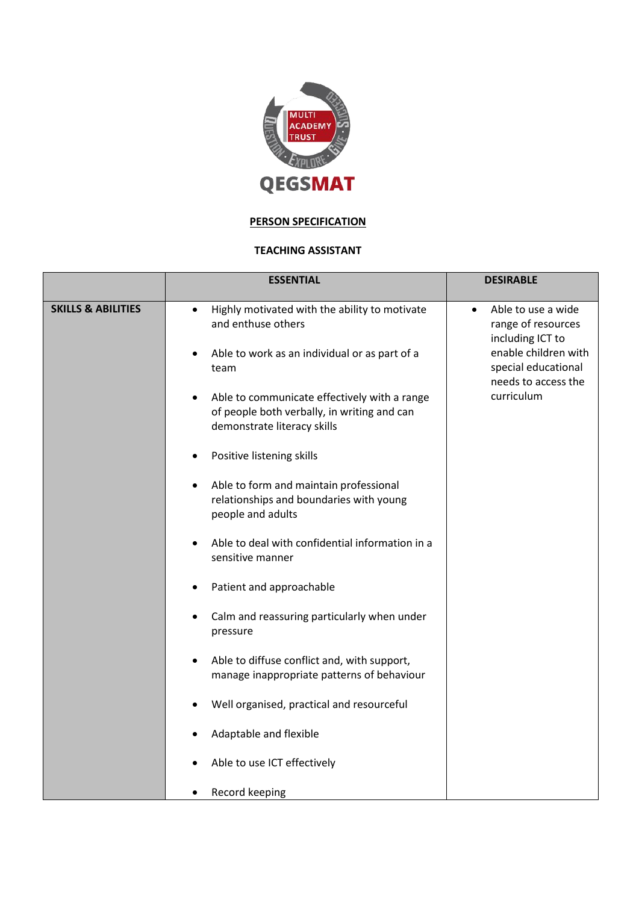QEGSMAT

**PERSON SPECIFICATION**

**TEACHING ASSISTANT**

| | ESSENTIAL | DESIRABLE |
|---|---|---|
| **SKILLS & ABILITIES** | • Highly motivated with the ability to motivate and enthuse others<br><br>• Able to work as an individual or as part of a team<br><br>• Able to communicate effectively with a range of people both verbally, in writing and can demonstrate literacy skills<br><br>• Positive listening skills<br><br>• Able to form and maintain professional relationships and boundaries with young people and adults<br><br>• Able to deal with confidential information in a sensitive manner<br><br>• Patient and approachable<br><br>• Calm and reassuring particularly when under pressure<br><br>• Able to diffuse conflict and, with support, manage inappropriate patterns of behaviour<br><br>• Well organised, practical and resourceful<br><br>• Adaptable and flexible<br><br>• Able to use ICT effectively<br><br>• Record keeping | • Able to use a wide range of resources including ICT to enable children with special educational needs to access the curriculum |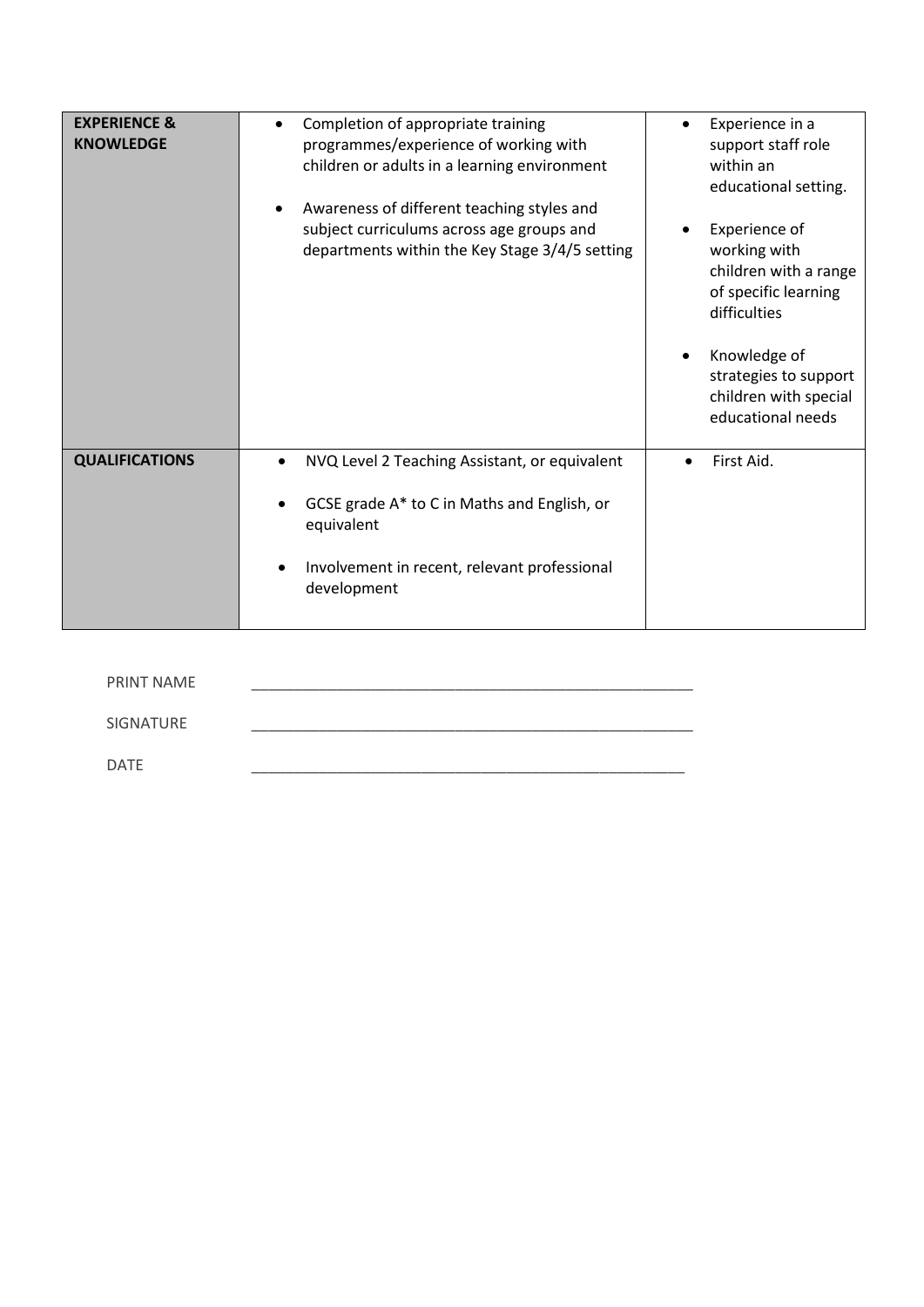| | | |
|---|---|---|
| **EXPERIENCE & KNOWLEDGE** | • Completion of appropriate training programmes/experience of working with children or adults in a learning environment<br><br>• Awareness of different teaching styles and subject curriculums across age groups and departments within the Key Stage 3/4/5 setting | • Experience in a support staff role within an educational setting.<br><br>• Experience of working with children with a range of specific learning difficulties<br><br>• Knowledge of strategies to support children with special educational needs |
| **QUALIFICATIONS** | • NVQ Level 2 Teaching Assistant, or equivalent<br><br>• GCSE grade A* to C in Maths and English, or equivalent<br><br>• Involvement in recent, relevant professional development | • First Aid. |

PRINT NAME \_\_\_\_\_\_\_\_\_\_\_\_\_\_\_\_\_\_\_\_\_\_\_\_\_\_\_\_\_\_\_\_\_\_\_\_\_\_\_\_\_\_\_\_\_\_\_\_\_\_\_

SIGNATURE \_\_\_\_\_\_\_\_\_\_\_\_\_\_\_\_\_\_\_\_\_\_\_\_\_\_\_\_\_\_\_\_\_\_\_\_\_\_\_\_\_\_\_\_\_\_\_\_\_\_\_

DATE \_\_\_\_\_\_\_\_\_\_\_\_\_\_\_\_\_\_\_\_\_\_\_\_\_\_\_\_\_\_\_\_\_\_\_\_\_\_\_\_\_\_\_\_\_\_\_\_\_\_